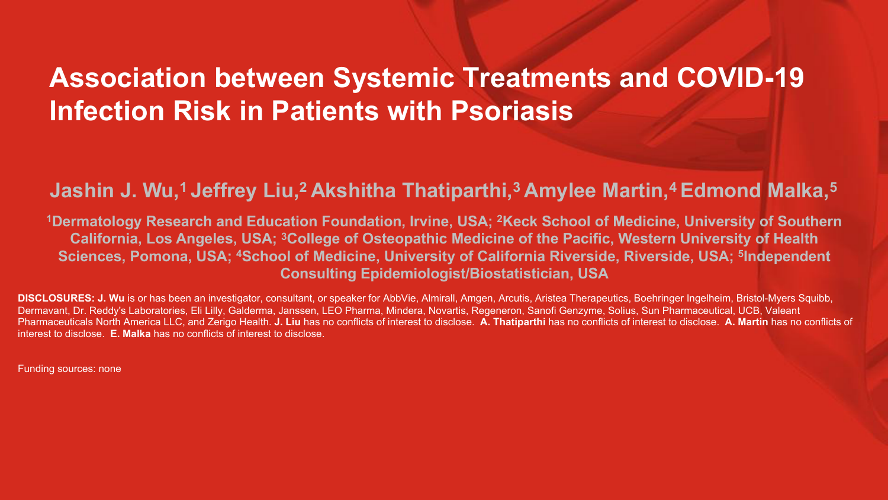# Association between Systemic Treatments and COVID-19 Infection Risk in Patients with Psoriasis

**Jashin J. Wu,[1] Jeffrey Liu,[2] Akshitha Thatiparthi,[3] Amylee Martin,[4] Edmond Malka,[5]**

**[1]Dermatology Research and Education Foundation, Irvine, USA; [2]Keck School of Medicine, University of Southern California, Los Angeles, USA; [3]College of Osteopathic Medicine of the Pacific, Western University of Health Sciences, Pomona, USA; [4]School of Medicine, University of California Riverside, Riverside, USA; [5]Independent Consulting Epidemiologist/Biostatistician, USA**

**DISCLOSURES: J. Wu** is or has been an investigator, consultant, or speaker for AbbVie, Almirall, Amgen, Arcutis, Aristea Therapeutics, Boehringer Ingelheim, Bristol-Myers Squibb, Dermavant, Dr. Reddy's Laboratories, Eli Lilly, Galderma, Janssen, LEO Pharma, Mindera, Novartis, Regeneron, Sanofi Genzyme, Solius, Sun Pharmaceutical, UCB, Valeant Pharmaceuticals North America LLC, and Zerigo Health. **J. Liu** has no conflicts of interest to disclose. **A. Thatiparthi** has no conflicts of interest to disclose. **A. Martin** has no conflicts of interest to disclose. **E. Malka** has no conflicts of interest to disclose.

Funding sources: none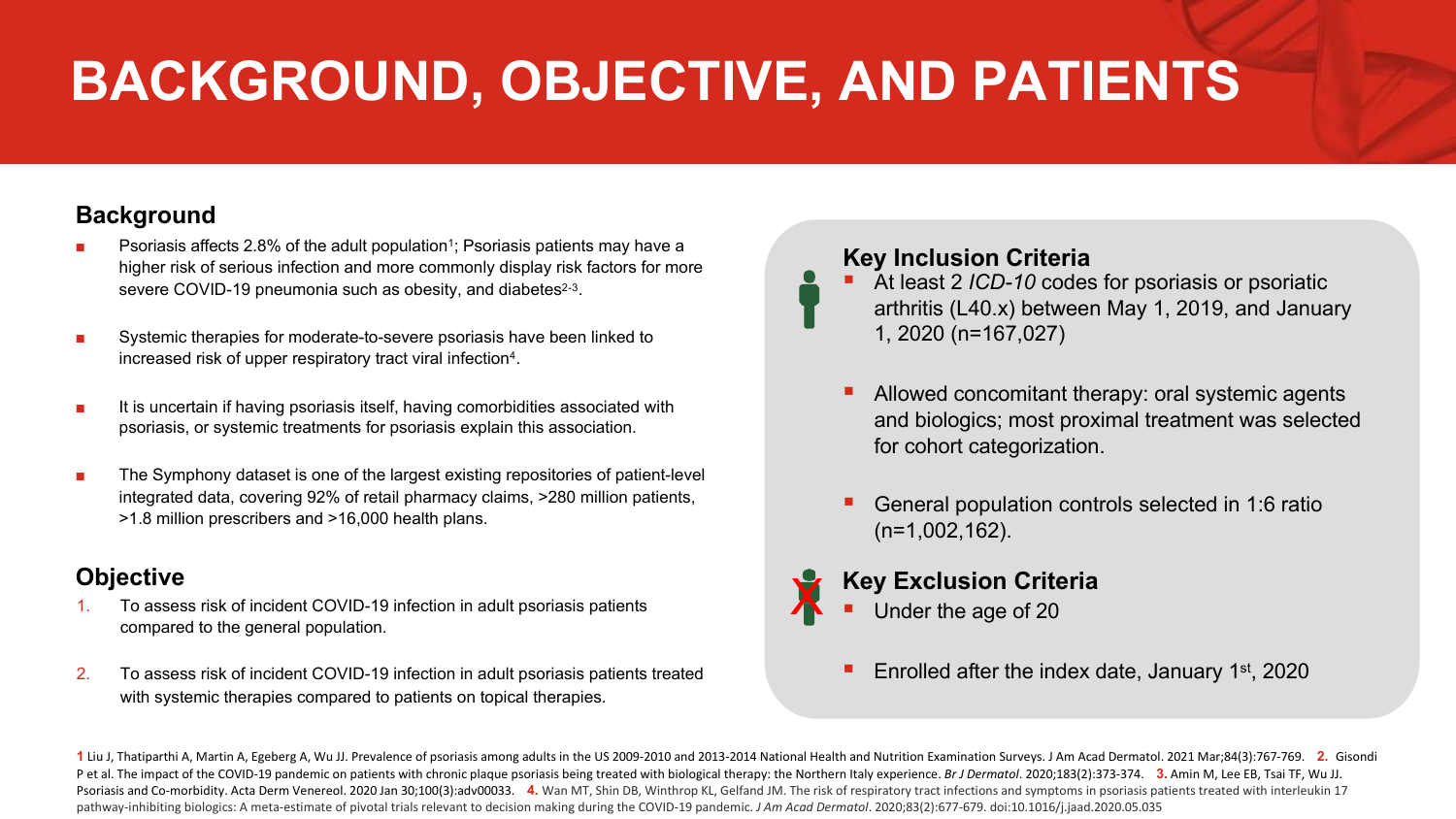# BACKGROUND, OBJECTIVE, AND PATIENTS

## Background

- Psoriasis affects 2.8% of the adult population[1]; Psoriasis patients may have a higher risk of serious infection and more commonly display risk factors for more severe COVID-19 pneumonia such as obesity, and diabetes[2-3].
- Systemic therapies for moderate-to-severe psoriasis have been linked to increased risk of upper respiratory tract viral infection[4].
- It is uncertain if having psoriasis itself, having comorbidities associated with psoriasis, or systemic treatments for psoriasis explain this association.
- The Symphony dataset is one of the largest existing repositories of patient-level integrated data, covering 92% of retail pharmacy claims, >280 million patients, >1.8 million prescribers and >16,000 health plans.

## Objective

1. To assess risk of incident COVID-19 infection in adult psoriasis patients compared to the general population.
2. To assess risk of incident COVID-19 infection in adult psoriasis patients treated with systemic therapies compared to patients on topical therapies.

### Key Inclusion Criteria

- At least 2 *ICD-10* codes for psoriasis or psoriatic arthritis (L40.x) between May 1, 2019, and January 1, 2020 (n=167,027)
- Allowed concomitant therapy: oral systemic agents and biologics; most proximal treatment was selected for cohort categorization.
- General population controls selected in 1:6 ratio (n=1,002,162).

### Key Exclusion Criteria

- Under the age of 20
- Enrolled after the index date, January 1st, 2020

**1** Liu J, Thatiparthi A, Martin A, Egeberg A, Wu JJ. Prevalence of psoriasis among adults in the US 2009-2010 and 2013-2014 National Health and Nutrition Examination Surveys. J Am Acad Dermatol. 2021 Mar;84(3):767-769. **2.** Gisondi P et al. The impact of the COVID-19 pandemic on patients with chronic plaque psoriasis being treated with biological therapy: the Northern Italy experience. *Br J Dermatol*. 2020;183(2):373-374. **3.** Amin M, Lee EB, Tsai TF, Wu JJ. Psoriasis and Co-morbidity. Acta Derm Venereol. 2020 Jan 30;100(3):adv00033. **4.** Wan MT, Shin DB, Winthrop KL, Gelfand JM. The risk of respiratory tract infections and symptoms in psoriasis patients treated with interleukin 17 pathway-inhibiting biologics: A meta-estimate of pivotal trials relevant to decision making during the COVID-19 pandemic. *J Am Acad Dermatol*. 2020;83(2):677-679. doi:10.1016/j.jaad.2020.05.035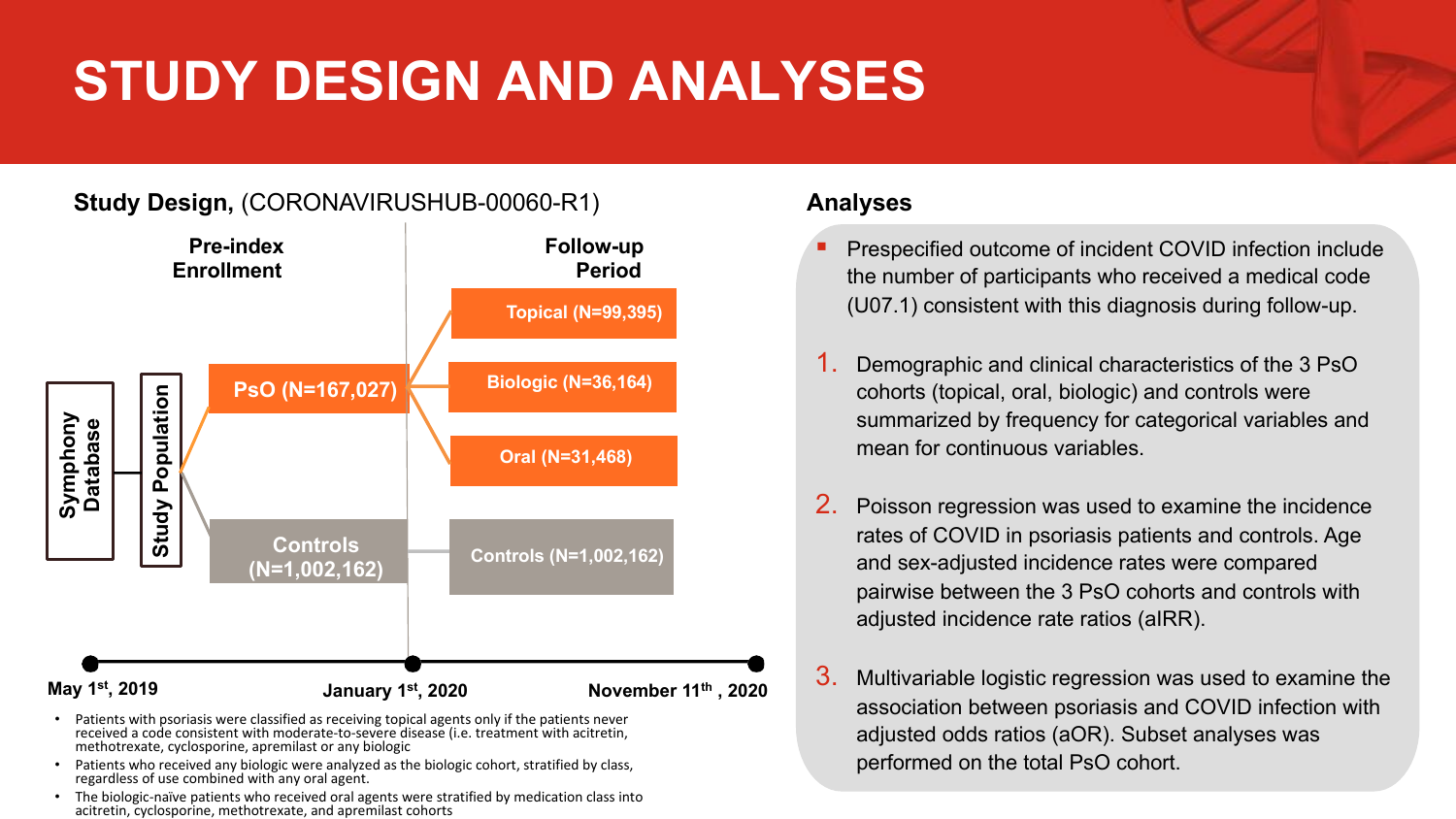# STUDY DESIGN AND ANALYSES

## Study Design, (CORONAVIRUSHUB-00060-R1)

Symphony Database → Study Population

**Pre-index Enrollment**

- PsO (N=167,027)
- Controls (N=1,002,162)

**Follow-up Period**

- Topical (N=99,395)
- Biologic (N=36,164)
- Oral (N=31,468)
- Controls (N=1,002,162)

May 1st, 2019 — January 1st, 2020 — November 11th, 2020

- Patients with psoriasis were classified as receiving topical agents only if the patients never received a code consistent with moderate-to-severe disease (i.e. treatment with acitretin, methotrexate, cyclosporine, apremilast or any biologic
- Patients who received any biologic were analyzed as the biologic cohort, stratified by class, regardless of use combined with any oral agent.
- The biologic-naïve patients who received oral agents were stratified by medication class into acitretin, cyclosporine, methotrexate, and apremilast cohorts

## Analyses

- Prespecified outcome of incident COVID infection include the number of participants who received a medical code (U07.1) consistent with this diagnosis during follow-up.

1. Demographic and clinical characteristics of the 3 PsO cohorts (topical, oral, biologic) and controls were summarized by frequency for categorical variables and mean for continuous variables.
2. Poisson regression was used to examine the incidence rates of COVID in psoriasis patients and controls. Age and sex-adjusted incidence rates were compared pairwise between the 3 PsO cohorts and controls with adjusted incidence rate ratios (aIRR).
3. Multivariable logistic regression was used to examine the association between psoriasis and COVID infection with adjusted odds ratios (aOR). Subset analyses was performed on the total PsO cohort.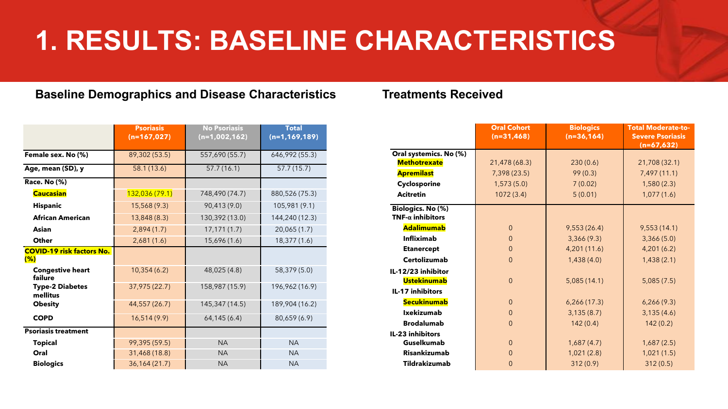# 1. RESULTS: BASELINE CHARACTERISTICS

## Baseline Demographics and Disease Characteristics

| | Psoriasis (n=167,027) | No Psoriasis (n=1,002,162) | Total (n=1,169,189) |
|---|---|---|---|
| **Female sex. No (%)** | 89,302 (53.5) | 557,690 (55.7) | 646,992 (55.3) |
| **Age, mean (SD), y** | 58.1 (13.6) | 57.7 (16.1) | 57.7 (15.7) |
| **Race. No (%)** | | | |
| **Caucasian** | 132,036 (79.1) | 748,490 (74.7) | 880,526 (75.3) |
| **Hispanic** | 15,568 (9.3) | 90,413 (9.0) | 105,981 (9.1) |
| **African American** | 13,848 (8.3) | 130,392 (13.0) | 144,240 (12.3) |
| **Asian** | 2,894 (1.7) | 17,171 (1.7) | 20,065 (1.7) |
| **Other** | 2,681 (1.6) | 15,696 (1.6) | 18,377 (1.6) |
| **COVID-19 risk factors No. (%)** | | | |
| **Congestive heart failure** | 10,354 (6.2) | 48,025 (4.8) | 58,379 (5.0) |
| **Type-2 Diabetes mellitus** | 37,975 (22.7) | 158,987 (15.9) | 196,962 (16.9) |
| **Obesity** | 44,557 (26.7) | 145,347 (14.5) | 189,904 (16.2) |
| **COPD** | 16,514 (9.9) | 64,145 (6.4) | 80,659 (6.9) |
| **Psoriasis treatment** | | | |
| **Topical** | 99,395 (59.5) | NA | NA |
| **Oral** | 31,468 (18.8) | NA | NA |
| **Biologics** | 36,164 (21.7) | NA | NA |

## Treatments Received

| | Oral Cohort (n=31,468) | Biologics (n=36,164) | Total Moderate-to-Severe Psoriasis (n=67,632) |
|---|---|---|---|
| **Oral systemics. No (%)** | | | |
| **Methotrexate** | 21,478 (68.3) | 230 (0.6) | 21,708 (32.1) |
| **Apremilast** | 7,398 (23.5) | 99 (0.3) | 7,497 (11.1) |
| **Cyclosporine** | 1,573 (5.0) | 7 (0.02) | 1,580 (2.3) |
| **Acitretin** | 1072 (3.4) | 5 (0.01) | 1,077 (1.6) |
| **Biologics. No (%)** | | | |
| **TNF-α inhibitors** | | | |
| **Adalimumab** | 0 | 9,553 (26.4) | 9,553 (14.1) |
| **Infliximab** | 0 | 3,366 (9.3) | 3,366 (5.0) |
| **Etanercept** | 0 | 4,201 (11.6) | 4,201 (6.2) |
| **Certolizumab** | 0 | 1,438 (4.0) | 1,438 (2.1) |
| **IL-12/23 inhibitor** | | | |
| **Ustekinumab** | 0 | 5,085 (14.1) | 5,085 (7.5) |
| **IL-17 inhibitors** | | | |
| **Secukinumab** | 0 | 6,266 (17.3) | 6,266 (9.3) |
| **Ixekizumab** | 0 | 3,135 (8.7) | 3,135 (4.6) |
| **Brodalumab** | 0 | 142 (0.4) | 142 (0.2) |
| **IL-23 inhibitors** | | | |
| **Guselkumab** | 0 | 1,687 (4.7) | 1,687 (2.5) |
| **Risankizumab** | 0 | 1,021 (2.8) | 1,021 (1.5) |
| **Tildrakizumab** | 0 | 312 (0.9) | 312 (0.5) |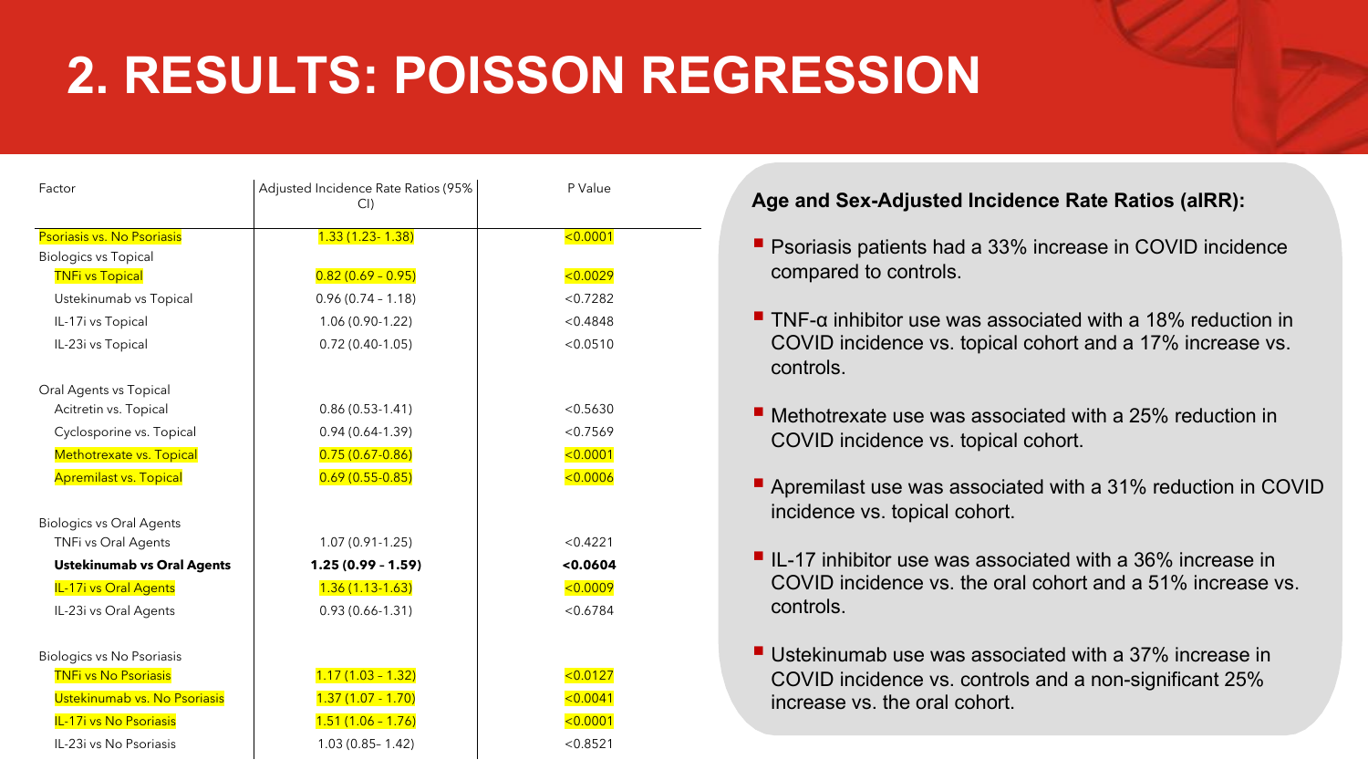# 2. RESULTS: POISSON REGRESSION

| Factor | Adjusted Incidence Rate Ratios (95% CI) | P Value |
|---|---|---|
| Psoriasis vs. No Psoriasis | 1.33 (1.23- 1.38) | <0.0001 |
| Biologics vs Topical | | |
| TNFi vs Topical | 0.82 (0.69 – 0.95) | <0.0029 |
| Ustekinumab vs Topical | 0.96 (0.74 – 1.18) | <0.7282 |
| IL-17i vs Topical | 1.06 (0.90-1.22) | <0.4848 |
| IL-23i vs Topical | 0.72 (0.40-1.05) | <0.0510 |
| | | |
| Oral Agents vs Topical | | |
| Acitretin vs. Topical | 0.86 (0.53-1.41) | <0.5630 |
| Cyclosporine vs. Topical | 0.94 (0.64-1.39) | <0.7569 |
| Methotrexate vs. Topical | 0.75 (0.67-0.86) | <0.0001 |
| Apremilast vs. Topical | 0.69 (0.55-0.85) | <0.0006 |
| | | |
| Biologics vs Oral Agents | | |
| TNFi vs Oral Agents | 1.07 (0.91-1.25) | <0.4221 |
| **Ustekinumab vs Oral Agents** | **1.25 (0.99 – 1.59)** | **<0.0604** |
| IL-17i vs Oral Agents | 1.36 (1.13-1.63) | <0.0009 |
| IL-23i vs Oral Agents | 0.93 (0.66-1.31) | <0.6784 |
| | | |
| Biologics vs No Psoriasis | | |
| TNFi vs No Psoriasis | 1.17 (1.03 – 1.32) | <0.0127 |
| Ustekinumab vs. No Psoriasis | 1.37 (1.07 – 1.70) | <0.0041 |
| IL-17i vs No Psoriasis | 1.51 (1.06 – 1.76) | <0.0001 |
| IL-23i vs No Psoriasis | 1.03 (0.85– 1.42) | <0.8521 |

**Age and Sex-Adjusted Incidence Rate Ratios (aIRR):**

- Psoriasis patients had a 33% increase in COVID incidence compared to controls.
- TNF-α inhibitor use was associated with a 18% reduction in COVID incidence vs. topical cohort and a 17% increase vs. controls.
- Methotrexate use was associated with a 25% reduction in COVID incidence vs. topical cohort.
- Apremilast use was associated with a 31% reduction in COVID incidence vs. topical cohort.
- IL-17 inhibitor use was associated with a 36% increase in COVID incidence vs. the oral cohort and a 51% increase vs. controls.
- Ustekinumab use was associated with a 37% increase in COVID incidence vs. controls and a non-significant 25% increase vs. the oral cohort.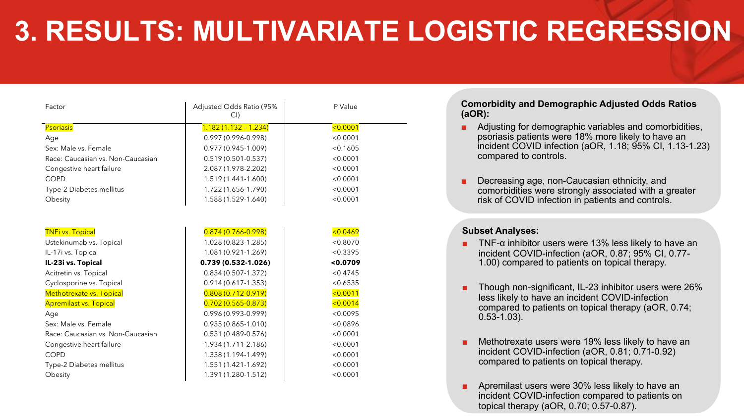# 3. RESULTS: MULTIVARIATE LOGISTIC REGRESSION

| Factor | Adjusted Odds Ratio (95% CI) | P Value |
|---|---|---|
| Psoriasis | 1.182 (1.132 - 1.234) | <0.0001 |
| Age | 0.997 (0.996-0.998) | <0.0001 |
| Sex: Male vs. Female | 0.977 (0.945-1.009) | <0.1605 |
| Race: Caucasian vs. Non-Caucasian | 0.519 (0.501-0.537) | <0.0001 |
| Congestive heart failure | 2.087 (1.978-2.202) | <0.0001 |
| COPD | 1.519 (1.441-1.600) | <0.0001 |
| Type-2 Diabetes mellitus | 1.722 (1.656-1.790) | <0.0001 |
| Obesity | 1.588 (1.529-1.640) | <0.0001 |
| | | |
| TNFi vs. Topical | 0.874 (0.766-0.998) | <0.0469 |
| Ustekinumab vs. Topical | 1.028 (0.823-1.285) | <0.8070 |
| IL-17i vs. Topical | 1.081 (0.921-1.269) | <0.3395 |
| **IL-23i vs. Topical** | **0.739 (0.532-1.026)** | **<0.0709** |
| Acitretin vs. Topical | 0.834 (0.507-1.372) | <0.4745 |
| Cyclosporine vs. Topical | 0.914 (0.617-1.353) | <0.6535 |
| Methotrexate vs. Topical | 0.808 (0.712-0.919) | <0.0011 |
| Apremilast vs. Topical | 0.702 (0.565-0.873) | <0.0014 |
| Age | 0.996 (0.993-0.999) | <0.0095 |
| Sex: Male vs. Female | 0.935 (0.865-1.010) | <0.0896 |
| Race: Caucasian vs. Non-Caucasian | 0.531 (0.489-0.576) | <0.0001 |
| Congestive heart failure | 1.934 (1.711-2.186) | <0.0001 |
| COPD | 1.338 (1.194-1.499) | <0.0001 |
| Type-2 Diabetes mellitus | 1.551 (1.421-1.692) | <0.0001 |
| Obesity | 1.391 (1.280-1.512) | <0.0001 |

**Comorbidity and Demographic Adjusted Odds Ratios (aOR):**

- Adjusting for demographic variables and comorbidities, psoriasis patients were 18% more likely to have an incident COVID infection (aOR, 1.18; 95% CI, 1.13-1.23) compared to controls.
- Decreasing age, non-Caucasian ethnicity, and comorbidities were strongly associated with a greater risk of COVID infection in patients and controls.

**Subset Analyses:**

- TNF-α inhibitor users were 13% less likely to have an incident COVID-infection (aOR, 0.87; 95% CI, 0.77-1.00) compared to patients on topical therapy.
- Though non-significant, IL-23 inhibitor users were 26% less likely to have an incident COVID-infection compared to patients on topical therapy (aOR, 0.74; 0.53-1.03).
- Methotrexate users were 19% less likely to have an incident COVID-infection (aOR, 0.81; 0.71-0.92) compared to patients on topical therapy.
- Apremilast users were 30% less likely to have an incident COVID-infection compared to patients on topical therapy (aOR, 0.70; 0.57-0.87).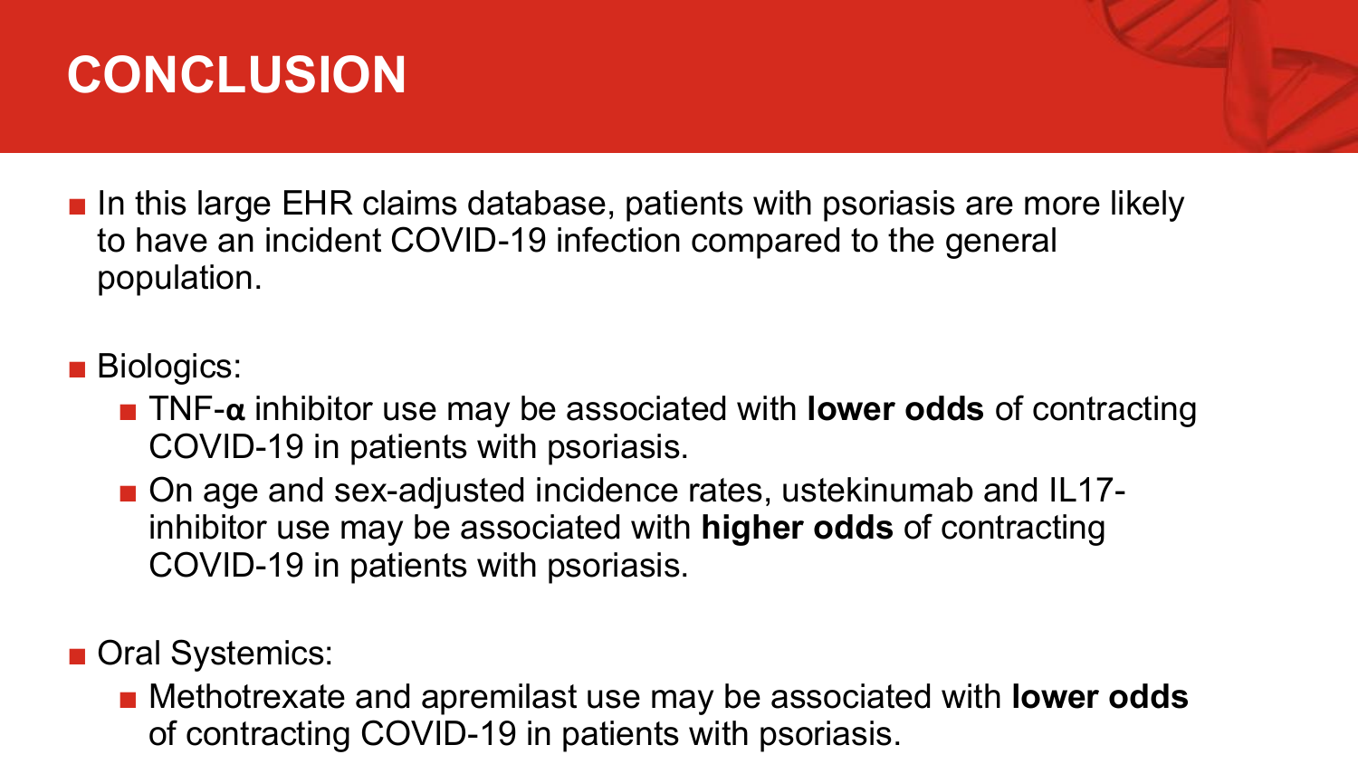# CONCLUSION

- In this large EHR claims database, patients with psoriasis are more likely to have an incident COVID-19 infection compared to the general population.

- Biologics:
  - TNF-α inhibitor use may be associated with **lower odds** of contracting COVID-19 in patients with psoriasis.
  - On age and sex-adjusted incidence rates, ustekinumab and IL17-inhibitor use may be associated with **higher odds** of contracting COVID-19 in patients with psoriasis.

- Oral Systemics:
  - Methotrexate and apremilast use may be associated with **lower odds** of contracting COVID-19 in patients with psoriasis.